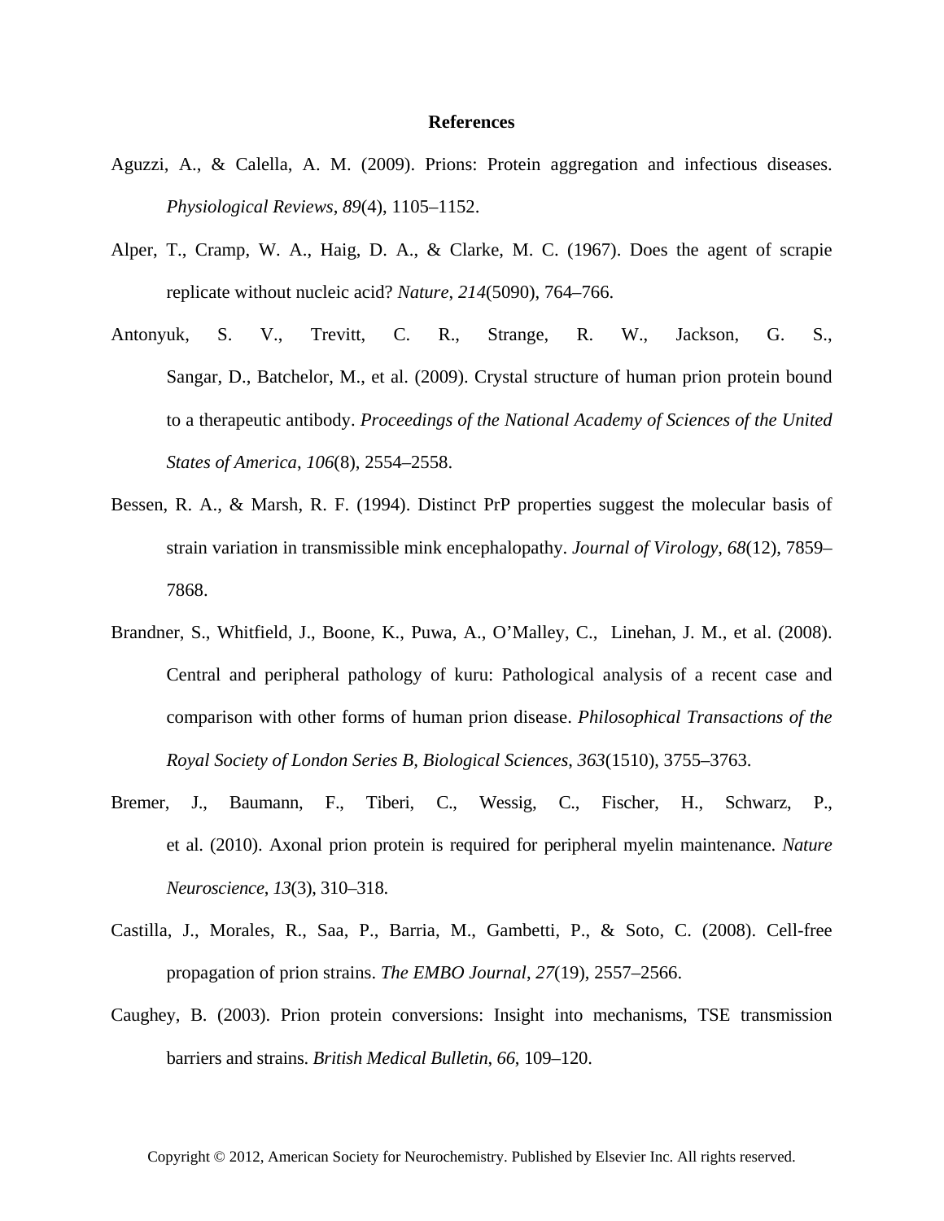# References

Aguzzi, A., & Calella, A. M. (2009). Prions: Protein aggregation and infectious diseases. *Physiological Reviews*, *89*(4), 1105–1152.

Alper, T., Cramp, W. A., Haig, D. A., & Clarke, M. C. (1967). Does the agent of scrapie replicate without nucleic acid? *Nature*, *214*(5090), 764–766.

Antonyuk, S. V., Trevitt, C. R., Strange, R. W., Jackson, G. S., Sangar, D., Batchelor, M., et al. (2009). Crystal structure of human prion protein bound to a therapeutic antibody. *Proceedings of the National Academy of Sciences of the United States of America*, *106*(8), 2554–2558.

Bessen, R. A., & Marsh, R. F. (1994). Distinct PrP properties suggest the molecular basis of strain variation in transmissible mink encephalopathy. *Journal of Virology*, *68*(12), 7859–7868.

Brandner, S., Whitfield, J., Boone, K., Puwa, A., O'Malley, C., Linehan, J. M., et al. (2008). Central and peripheral pathology of kuru: Pathological analysis of a recent case and comparison with other forms of human prion disease. *Philosophical Transactions of the Royal Society of London Series B, Biological Sciences*, *363*(1510), 3755–3763.

Bremer, J., Baumann, F., Tiberi, C., Wessig, C., Fischer, H., Schwarz, P., et al. (2010). Axonal prion protein is required for peripheral myelin maintenance. *Nature Neuroscience*, *13*(3), 310–318.

Castilla, J., Morales, R., Saa, P., Barria, M., Gambetti, P., & Soto, C. (2008). Cell-free propagation of prion strains. *The EMBO Journal*, *27*(19), 2557–2566.

Caughey, B. (2003). Prion protein conversions: Insight into mechanisms, TSE transmission barriers and strains. *British Medical Bulletin*, *66*, 109–120.

Copyright © 2012, American Society for Neurochemistry. Published by Elsevier Inc. All rights reserved.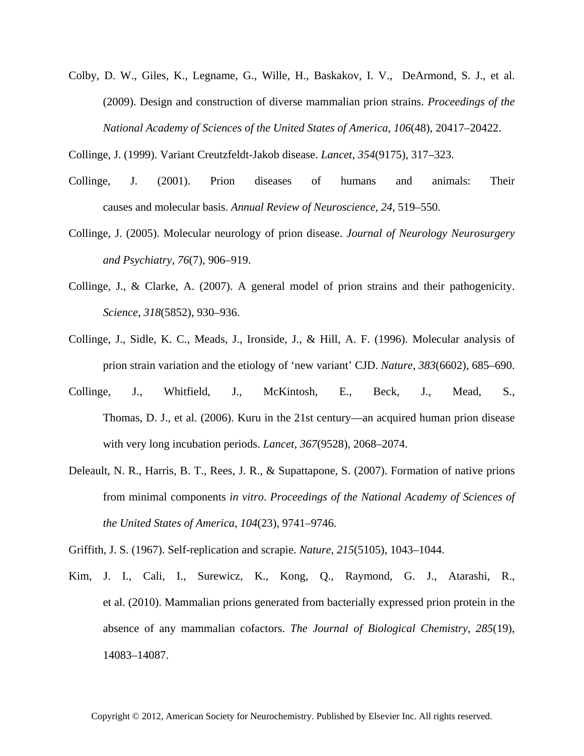Colby, D. W., Giles, K., Legname, G., Wille, H., Baskakov, I. V., DeArmond, S. J., et al. (2009). Design and construction of diverse mammalian prion strains. *Proceedings of the National Academy of Sciences of the United States of America*, *106*(48), 20417–20422.

Collinge, J. (1999). Variant Creutzfeldt-Jakob disease. *Lancet*, *354*(9175), 317–323.

Collinge, J. (2001). Prion diseases of humans and animals: Their causes and molecular basis. *Annual Review of Neuroscience*, *24*, 519–550.

Collinge, J. (2005). Molecular neurology of prion disease. *Journal of Neurology Neurosurgery and Psychiatry*, *76*(7), 906–919.

Collinge, J., & Clarke, A. (2007). A general model of prion strains and their pathogenicity. *Science*, *318*(5852), 930–936.

Collinge, J., Sidle, K. C., Meads, J., Ironside, J., & Hill, A. F. (1996). Molecular analysis of prion strain variation and the etiology of 'new variant' CJD. *Nature*, *383*(6602), 685–690.

Collinge, J., Whitfield, J., McKintosh, E., Beck, J., Mead, S., Thomas, D. J., et al. (2006). Kuru in the 21st century—an acquired human prion disease with very long incubation periods. *Lancet*, *367*(9528), 2068–2074.

Deleault, N. R., Harris, B. T., Rees, J. R., & Supattapone, S. (2007). Formation of native prions from minimal components *in vitro*. *Proceedings of the National Academy of Sciences of the United States of America*, *104*(23), 9741–9746.

Griffith, J. S. (1967). Self-replication and scrapie. *Nature*, *215*(5105), 1043–1044.

Kim, J. I., Cali, I., Surewicz, K., Kong, Q., Raymond, G. J., Atarashi, R., et al. (2010). Mammalian prions generated from bacterially expressed prion protein in the absence of any mammalian cofactors. *The Journal of Biological Chemistry*, *285*(19), 14083–14087.

Copyright © 2012, American Society for Neurochemistry. Published by Elsevier Inc. All rights reserved.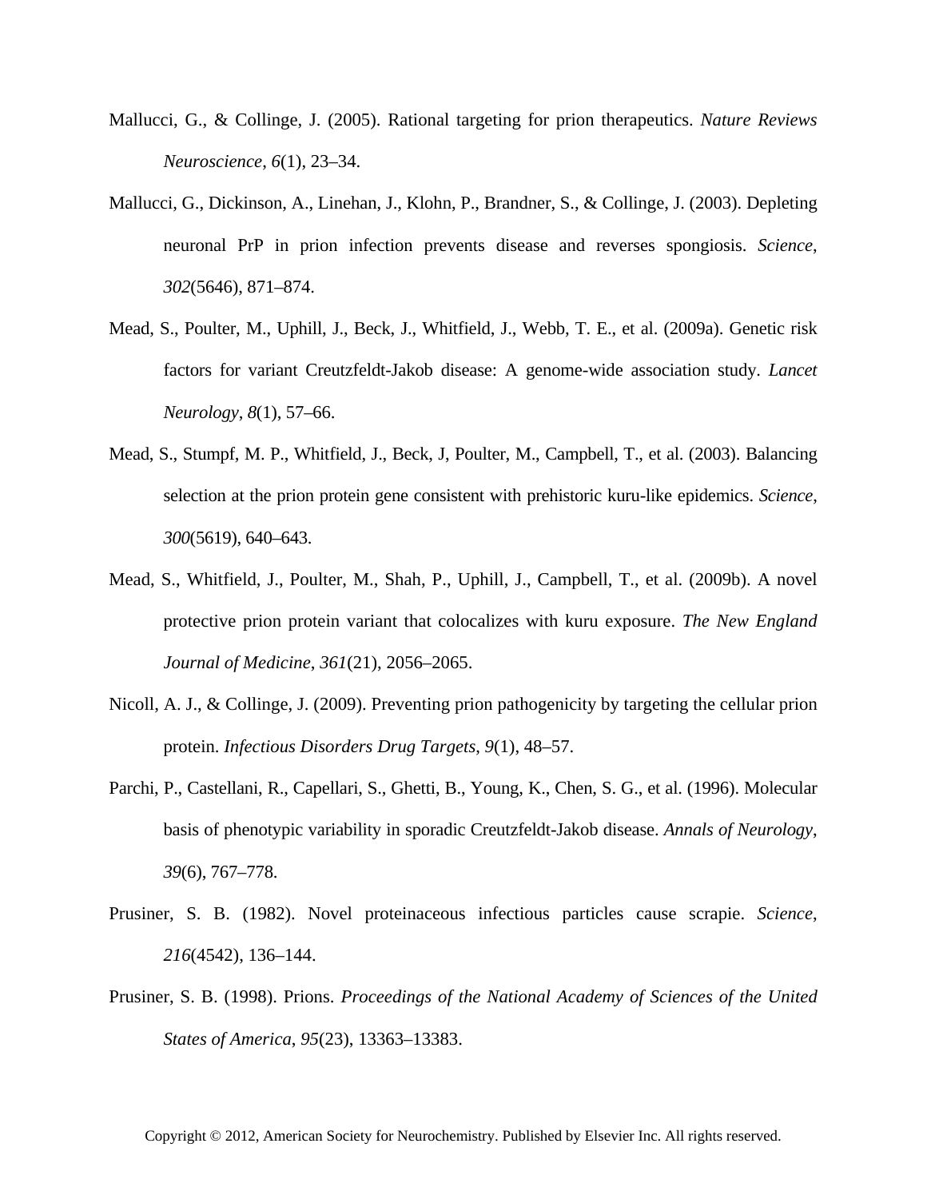Mallucci, G., & Collinge, J. (2005). Rational targeting for prion therapeutics. *Nature Reviews Neuroscience*, *6*(1), 23–34.

Mallucci, G., Dickinson, A., Linehan, J., Klohn, P., Brandner, S., & Collinge, J. (2003). Depleting neuronal PrP in prion infection prevents disease and reverses spongiosis. *Science*, *302*(5646), 871–874.

Mead, S., Poulter, M., Uphill, J., Beck, J., Whitfield, J., Webb, T. E., et al. (2009a). Genetic risk factors for variant Creutzfeldt-Jakob disease: A genome-wide association study. *Lancet Neurology*, *8*(1), 57–66.

Mead, S., Stumpf, M. P., Whitfield, J., Beck, J, Poulter, M., Campbell, T., et al. (2003). Balancing selection at the prion protein gene consistent with prehistoric kuru-like epidemics. *Science*, *300*(5619), 640–643.

Mead, S., Whitfield, J., Poulter, M., Shah, P., Uphill, J., Campbell, T., et al. (2009b). A novel protective prion protein variant that colocalizes with kuru exposure. *The New England Journal of Medicine*, *361*(21), 2056–2065.

Nicoll, A. J., & Collinge, J. (2009). Preventing prion pathogenicity by targeting the cellular prion protein. *Infectious Disorders Drug Targets*, *9*(1), 48–57.

Parchi, P., Castellani, R., Capellari, S., Ghetti, B., Young, K., Chen, S. G., et al. (1996). Molecular basis of phenotypic variability in sporadic Creutzfeldt-Jakob disease. *Annals of Neurology*, *39*(6), 767–778.

Prusiner, S. B. (1982). Novel proteinaceous infectious particles cause scrapie. *Science*, *216*(4542), 136–144.

Prusiner, S. B. (1998). Prions. *Proceedings of the National Academy of Sciences of the United States of America*, *95*(23), 13363–13383.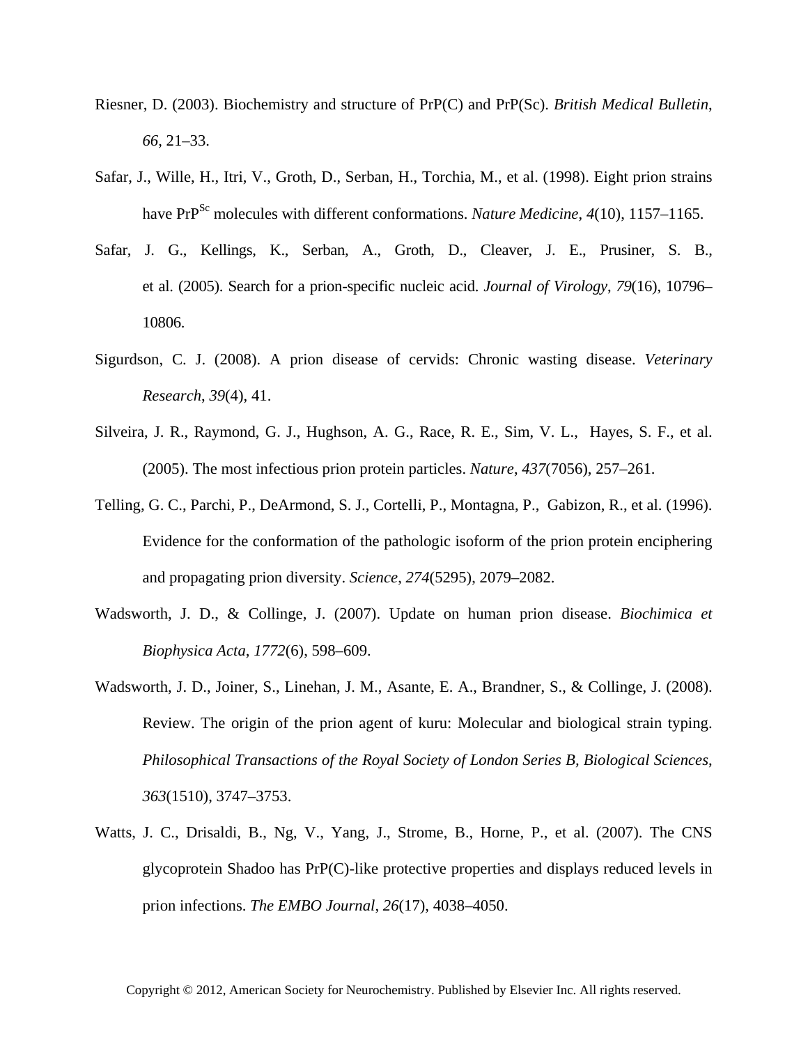Riesner, D. (2003). Biochemistry and structure of PrP(C) and PrP(Sc). *British Medical Bulletin*, *66*, 21–33.

Safar, J., Wille, H., Itri, V., Groth, D., Serban, H., Torchia, M., et al. (1998). Eight prion strains have $PrP^{Sc}$ molecules with different conformations. *Nature Medicine*, *4*(10), 1157–1165.

Safar, J. G., Kellings, K., Serban, A., Groth, D., Cleaver, J. E., Prusiner, S. B., et al. (2005). Search for a prion-specific nucleic acid. *Journal of Virology*, *79*(16), 10796–10806.

Sigurdson, C. J. (2008). A prion disease of cervids: Chronic wasting disease. *Veterinary Research*, *39*(4), 41.

Silveira, J. R., Raymond, G. J., Hughson, A. G., Race, R. E., Sim, V. L., Hayes, S. F., et al. (2005). The most infectious prion protein particles. *Nature*, *437*(7056), 257–261.

Telling, G. C., Parchi, P., DeArmond, S. J., Cortelli, P., Montagna, P., Gabizon, R., et al. (1996). Evidence for the conformation of the pathologic isoform of the prion protein enciphering and propagating prion diversity. *Science*, *274*(5295), 2079–2082.

Wadsworth, J. D., & Collinge, J. (2007). Update on human prion disease. *Biochimica et Biophysica Acta*, *1772*(6), 598–609.

Wadsworth, J. D., Joiner, S., Linehan, J. M., Asante, E. A., Brandner, S., & Collinge, J. (2008). Review. The origin of the prion agent of kuru: Molecular and biological strain typing. *Philosophical Transactions of the Royal Society of London Series B, Biological Sciences*, *363*(1510), 3747–3753.

Watts, J. C., Drisaldi, B., Ng, V., Yang, J., Strome, B., Horne, P., et al. (2007). The CNS glycoprotein Shadoo has PrP(C)-like protective properties and displays reduced levels in prion infections. *The EMBO Journal*, *26*(17), 4038–4050.

Copyright © 2012, American Society for Neurochemistry. Published by Elsevier Inc. All rights reserved.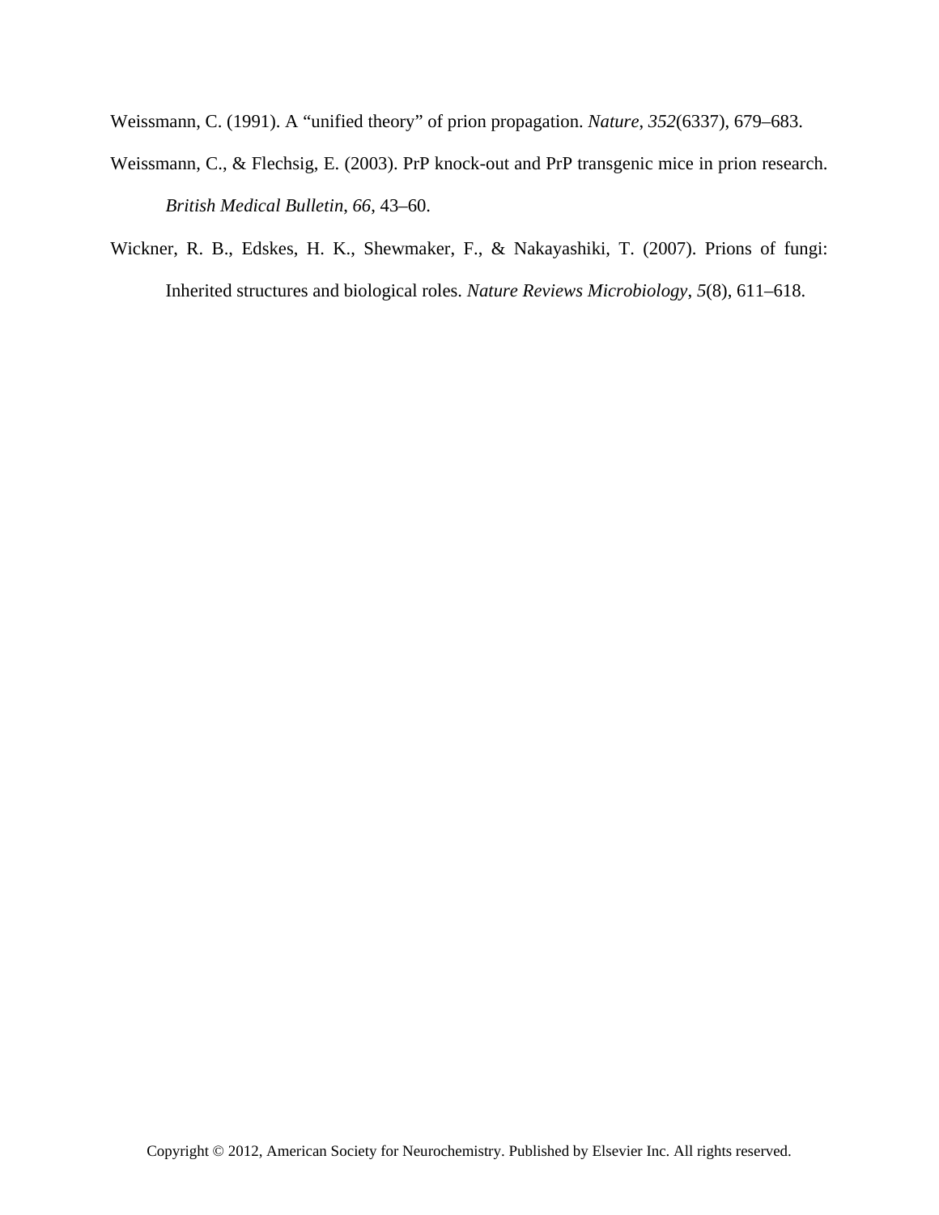Weissmann, C. (1991). A "unified theory" of prion propagation. *Nature*, *352*(6337), 679–683.

Weissmann, C., & Flechsig, E. (2003). PrP knock-out and PrP transgenic mice in prion research. *British Medical Bulletin*, *66*, 43–60.

Wickner, R. B., Edskes, H. K., Shewmaker, F., & Nakayashiki, T. (2007). Prions of fungi: Inherited structures and biological roles. *Nature Reviews Microbiology*, *5*(8), 611–618.

Copyright © 2012, American Society for Neurochemistry. Published by Elsevier Inc. All rights reserved.